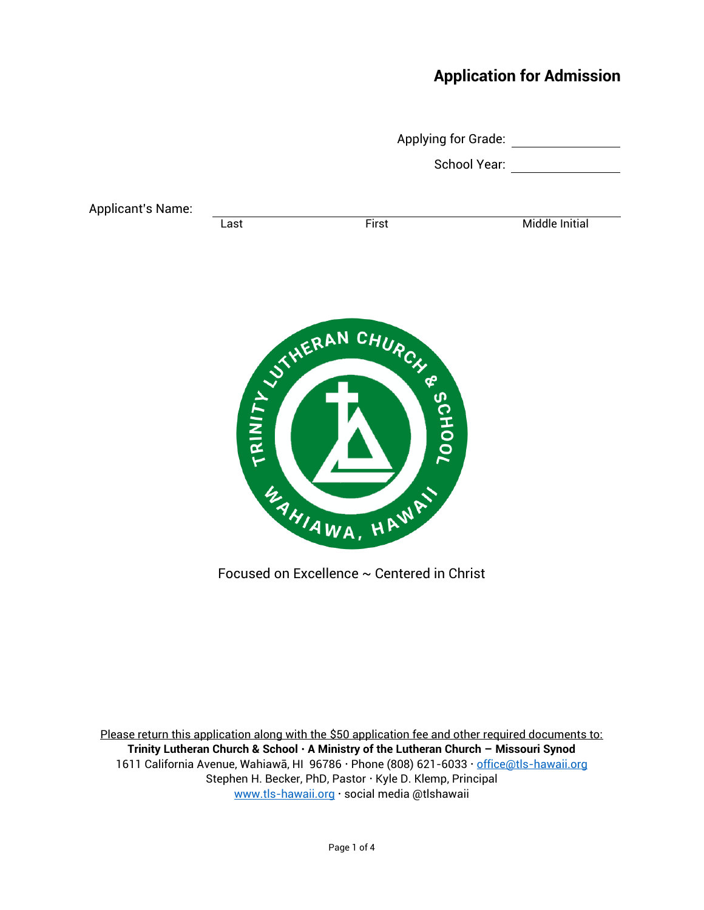# Application for Admission

Applying for Grade: ____________

School Year: ____________

Applicant's Name: ______________________________________________

Last                                        First                                        Middle Initial

Focused on Excellence ~ Centered in Christ

Please return this application along with the $50 application fee and other required documents to:

**Trinity Lutheran Church & School · A Ministry of the Lutheran Church – Missouri Synod**

1611 California Avenue, Wahiawā, HI  96786 · Phone (808) 621-6033 · office@tls-hawaii.org

Stephen H. Becker, PhD, Pastor · Kyle D. Klemp, Principal

www.tls-hawaii.org · social media @tlshawaii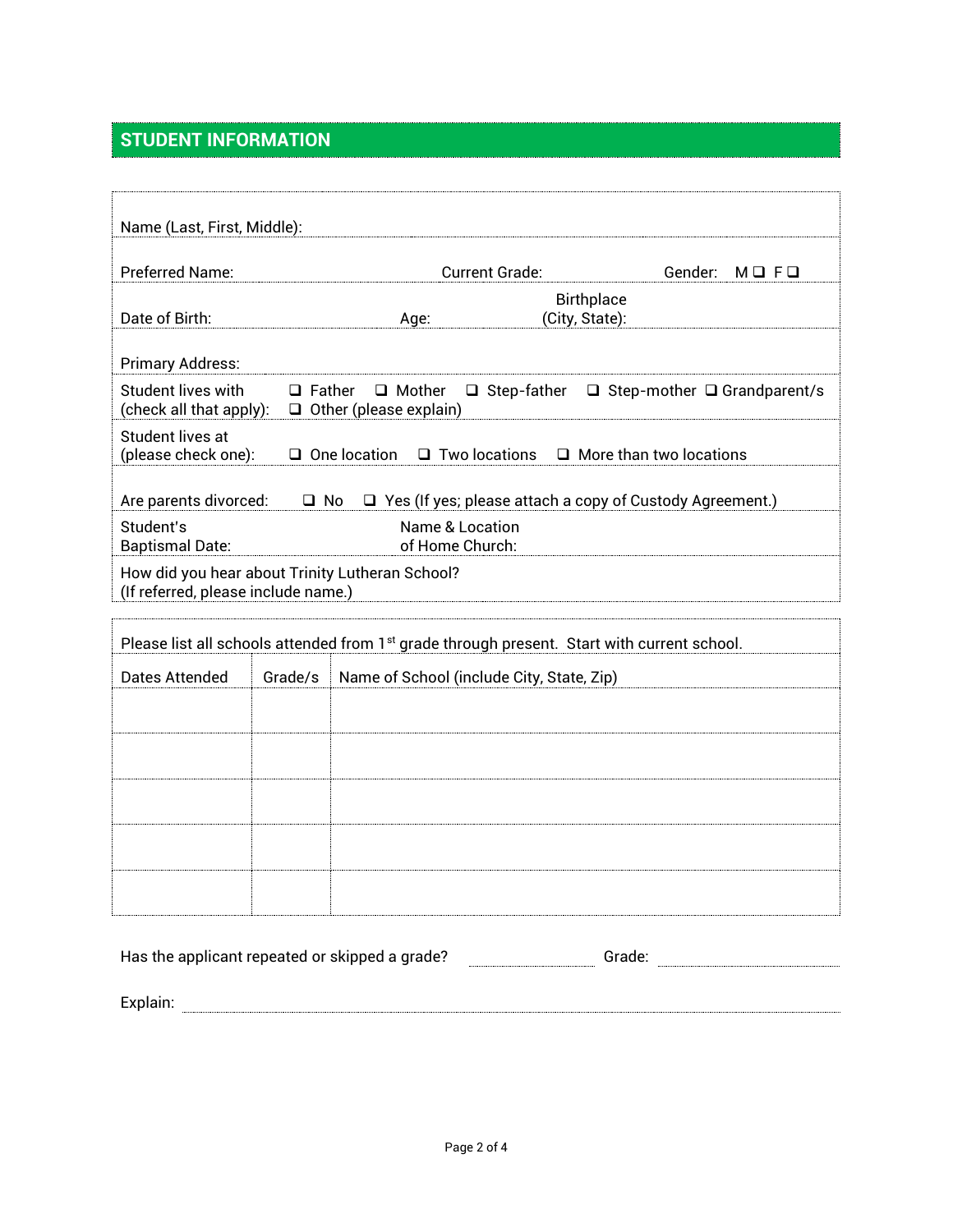## STUDENT INFORMATION

Name (Last, First, Middle):

Preferred Name: Current Grade: Gender: M ❑ F ❑

Date of Birth: Age: Birthplace (City, State):

Primary Address:

Student lives with (check all that apply): ❑ Father ❑ Mother ❑ Step-father ❑ Step-mother ❑ Grandparent/s ❑ Other (please explain)

Student lives at (please check one): ❑ One location ❑ Two locations ❑ More than two locations

Are parents divorced: ❑ No ❑ Yes (If yes; please attach a copy of Custody Agreement.)

Student's Baptismal Date: Name & Location of Home Church:

How did you hear about Trinity Lutheran School? (If referred, please include name.)

Please list all schools attended from 1st grade through present. Start with current school.

| Dates Attended | Grade/s | Name of School (include City, State, Zip) |
|---|---|---|
| | | |
| | | |
| | | |
| | | |
| | | |

Has the applicant repeated or skipped a grade? ____________ Grade: ____________

Explain: ________________________________________________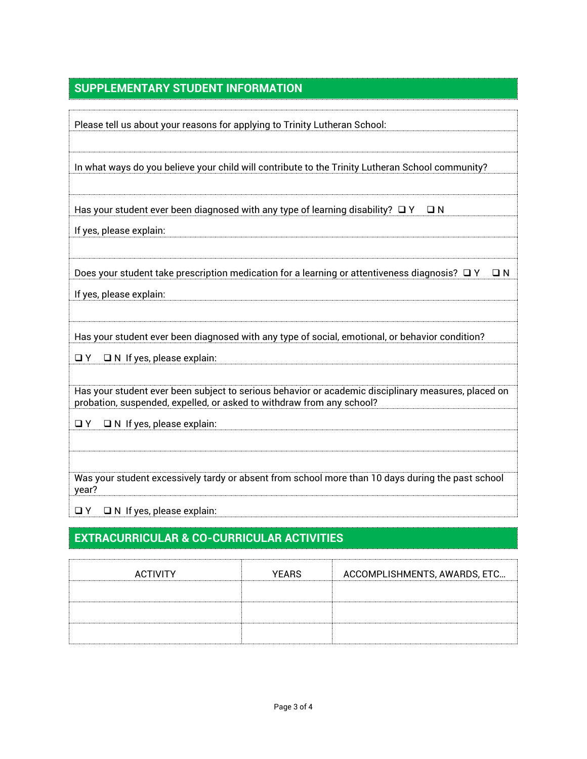## SUPPLEMENTARY STUDENT INFORMATION

Please tell us about your reasons for applying to Trinity Lutheran School:

In what ways do you believe your child will contribute to the Trinity Lutheran School community?

Has your student ever been diagnosed with any type of learning disability? ❑ Y ❑ N

If yes, please explain:

Does your student take prescription medication for a learning or attentiveness diagnosis? ❑ Y ❑ N

If yes, please explain:

Has your student ever been diagnosed with any type of social, emotional, or behavior condition?

❑ Y ❑ N If yes, please explain:

Has your student ever been subject to serious behavior or academic disciplinary measures, placed on probation, suspended, expelled, or asked to withdraw from any school?

❑ Y ❑ N If yes, please explain:

Was your student excessively tardy or absent from school more than 10 days during the past school year?

❑ Y ❑ N If yes, please explain:

## EXTRACURRICULAR & CO-CURRICULAR ACTIVITIES

| ACTIVITY | YEARS | ACCOMPLISHMENTS, AWARDS, ETC… |
|---|---|---|
| | | |
| | | |
| | | |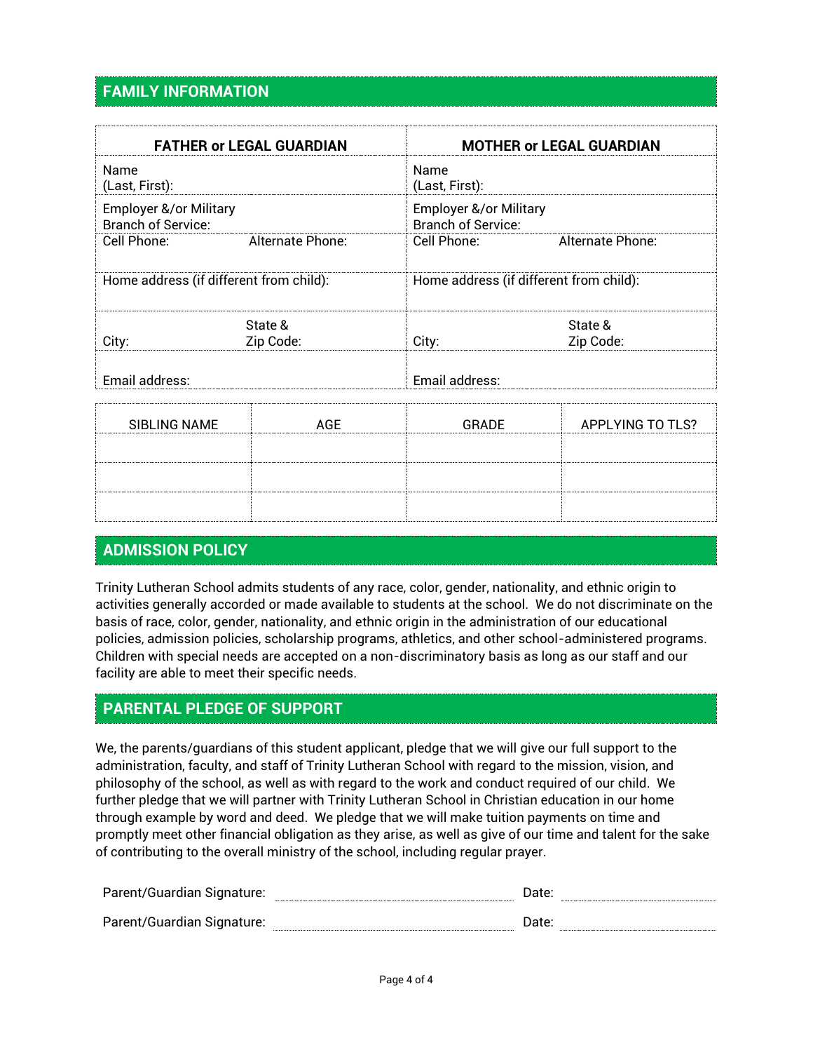## FAMILY INFORMATION

| FATHER or LEGAL GUARDIAN | | MOTHER or LEGAL GUARDIAN | |
|---|---|---|---|
| Name (Last, First): | | Name (Last, First): | |
| Employer &/or Military Branch of Service: | | Employer &/or Military Branch of Service: | |
| Cell Phone: | Alternate Phone: | Cell Phone: | Alternate Phone: |
| Home address (if different from child): | | Home address (if different from child): | |
| City: | State & Zip Code: | City: | State & Zip Code: |
| Email address: | | Email address: | |

| SIBLING NAME | AGE | GRADE | APPLYING TO TLS? |
|---|---|---|---|
| | | | |
| | | | |
| | | | |

## ADMISSION POLICY

Trinity Lutheran School admits students of any race, color, gender, nationality, and ethnic origin to activities generally accorded or made available to students at the school. We do not discriminate on the basis of race, color, gender, nationality, and ethnic origin in the administration of our educational policies, admission policies, scholarship programs, athletics, and other school-administered programs. Children with special needs are accepted on a non-discriminatory basis as long as our staff and our facility are able to meet their specific needs.

## PARENTAL PLEDGE OF SUPPORT

We, the parents/guardians of this student applicant, pledge that we will give our full support to the administration, faculty, and staff of Trinity Lutheran School with regard to the mission, vision, and philosophy of the school, as well as with regard to the work and conduct required of our child. We further pledge that we will partner with Trinity Lutheran School in Christian education in our home through example by word and deed. We pledge that we will make tuition payments on time and promptly meet other financial obligation as they arise, as well as give of our time and talent for the sake of contributing to the overall ministry of the school, including regular prayer.

Parent/Guardian Signature: ______________________ Date: __________

Parent/Guardian Signature: ______________________ Date: __________